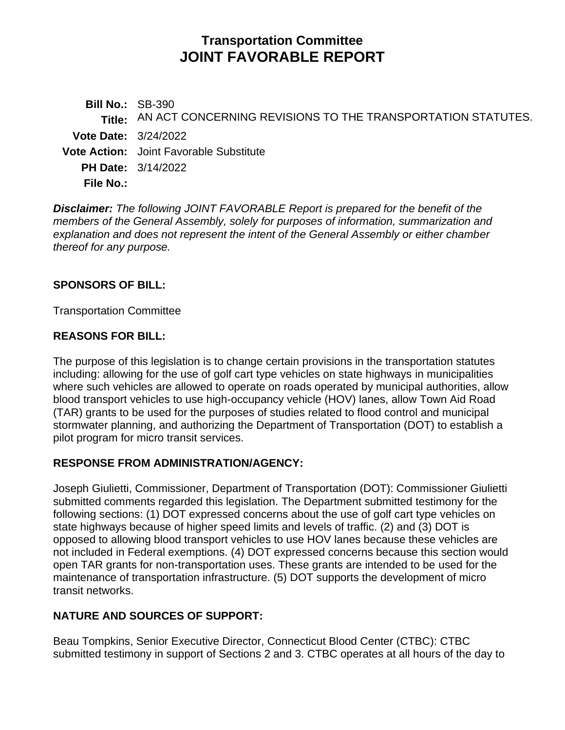# Transportation Committee
# JOINT FAVORABLE REPORT

**Bill No.:** SB-390
**Title:** AN ACT CONCERNING REVISIONS TO THE TRANSPORTATION STATUTES.
**Vote Date:** 3/24/2022
**Vote Action:** Joint Favorable Substitute
**PH Date:** 3/14/2022
**File No.:**

***Disclaimer:*** *The following JOINT FAVORABLE Report is prepared for the benefit of the members of the General Assembly, solely for purposes of information, summarization and explanation and does not represent the intent of the General Assembly or either chamber thereof for any purpose.*

**SPONSORS OF BILL:**

Transportation Committee

**REASONS FOR BILL:**

The purpose of this legislation is to change certain provisions in the transportation statutes including: allowing for the use of golf cart type vehicles on state highways in municipalities where such vehicles are allowed to operate on roads operated by municipal authorities, allow blood transport vehicles to use high-occupancy vehicle (HOV) lanes, allow Town Aid Road (TAR) grants to be used for the purposes of studies related to flood control and municipal stormwater planning, and authorizing the Department of Transportation (DOT) to establish a pilot program for micro transit services.

**RESPONSE FROM ADMINISTRATION/AGENCY:**

Joseph Giulietti, Commissioner, Department of Transportation (DOT): Commissioner Giulietti submitted comments regarded this legislation. The Department submitted testimony for the following sections: (1) DOT expressed concerns about the use of golf cart type vehicles on state highways because of higher speed limits and levels of traffic. (2) and (3) DOT is opposed to allowing blood transport vehicles to use HOV lanes because these vehicles are not included in Federal exemptions. (4) DOT expressed concerns because this section would open TAR grants for non-transportation uses. These grants are intended to be used for the maintenance of transportation infrastructure. (5) DOT supports the development of micro transit networks.

**NATURE AND SOURCES OF SUPPORT:**

Beau Tompkins, Senior Executive Director, Connecticut Blood Center (CTBC): CTBC submitted testimony in support of Sections 2 and 3. CTBC operates at all hours of the day to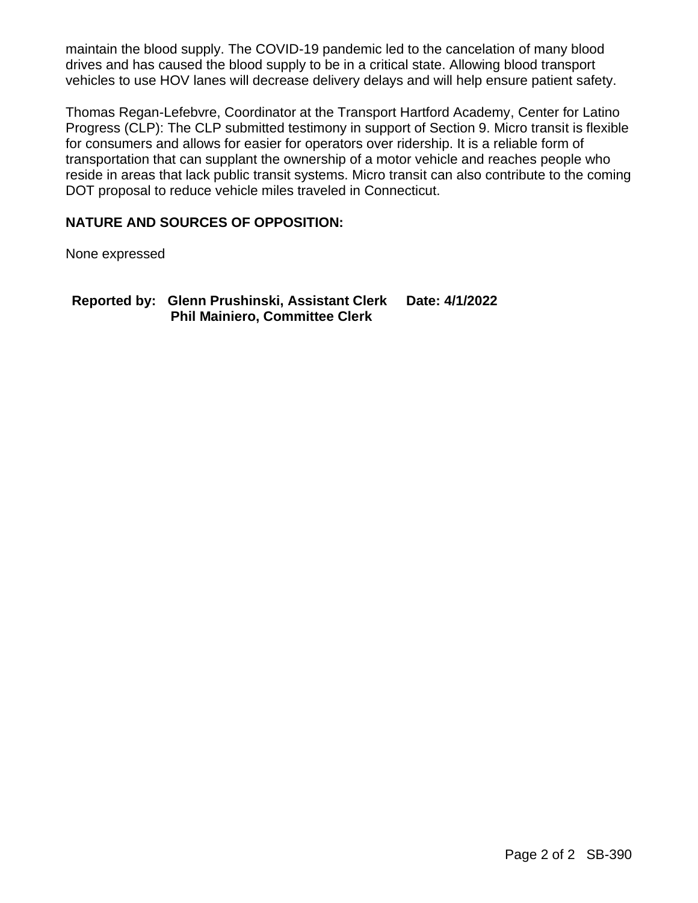maintain the blood supply. The COVID-19 pandemic led to the cancelation of many blood drives and has caused the blood supply to be in a critical state. Allowing blood transport vehicles to use HOV lanes will decrease delivery delays and will help ensure patient safety.

Thomas Regan-Lefebvre, Coordinator at the Transport Hartford Academy, Center for Latino Progress (CLP): The CLP submitted testimony in support of Section 9. Micro transit is flexible for consumers and allows for easier for operators over ridership. It is a reliable form of transportation that can supplant the ownership of a motor vehicle and reaches people who reside in areas that lack public transit systems. Micro transit can also contribute to the coming DOT proposal to reduce vehicle miles traveled in Connecticut.

**NATURE AND SOURCES OF OPPOSITION:**

None expressed

**Reported by: Glenn Prushinski, Assistant Clerk Date: 4/1/2022**
**Phil Mainiero, Committee Clerk**